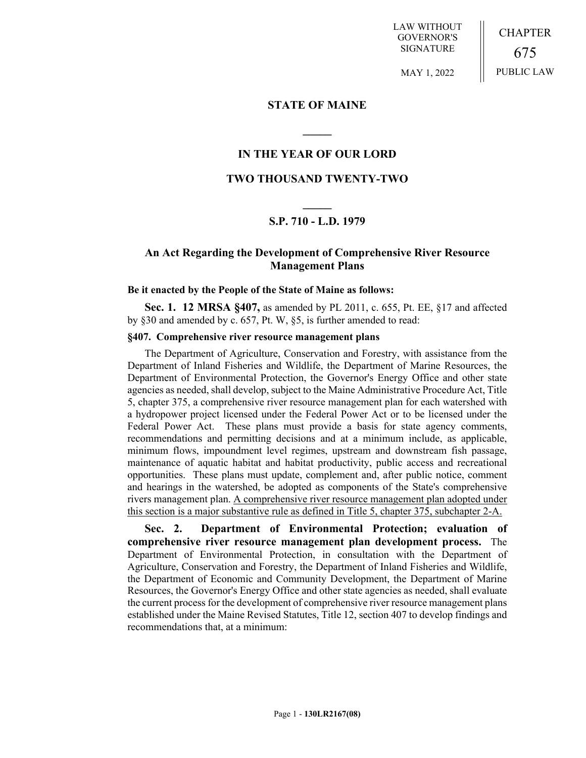LAW WITHOUT GOVERNOR'S SIGNATURE

MAY 1, 2022

CHAPTER 675

PUBLIC LAW

# STATE OF MAINE

## IN THE YEAR OF OUR LORD

## TWO THOUSAND TWENTY-TWO

### S.P. 710 - L.D. 1979

### An Act Regarding the Development of Comprehensive River Resource Management Plans

**Be it enacted by the People of the State of Maine as follows:**

**Sec. 1. 12 MRSA §407,** as amended by PL 2011, c. 655, Pt. EE, §17 and affected by §30 and amended by c. 657, Pt. W, §5, is further amended to read:

**§407. Comprehensive river resource management plans**

The Department of Agriculture, Conservation and Forestry, with assistance from the Department of Inland Fisheries and Wildlife, the Department of Marine Resources, the Department of Environmental Protection, the Governor's Energy Office and other state agencies as needed, shall develop, subject to the Maine Administrative Procedure Act, Title 5, chapter 375, a comprehensive river resource management plan for each watershed with a hydropower project licensed under the Federal Power Act or to be licensed under the Federal Power Act. These plans must provide a basis for state agency comments, recommendations and permitting decisions and at a minimum include, as applicable, minimum flows, impoundment level regimes, upstream and downstream fish passage, maintenance of aquatic habitat and habitat productivity, public access and recreational opportunities. These plans must update, complement and, after public notice, comment and hearings in the watershed, be adopted as components of the State's comprehensive rivers management plan. A comprehensive river resource management plan adopted under this section is a major substantive rule as defined in Title 5, chapter 375, subchapter 2-A.

**Sec. 2. Department of Environmental Protection; evaluation of comprehensive river resource management plan development process.** The Department of Environmental Protection, in consultation with the Department of Agriculture, Conservation and Forestry, the Department of Inland Fisheries and Wildlife, the Department of Economic and Community Development, the Department of Marine Resources, the Governor's Energy Office and other state agencies as needed, shall evaluate the current process for the development of comprehensive river resource management plans established under the Maine Revised Statutes, Title 12, section 407 to develop findings and recommendations that, at a minimum: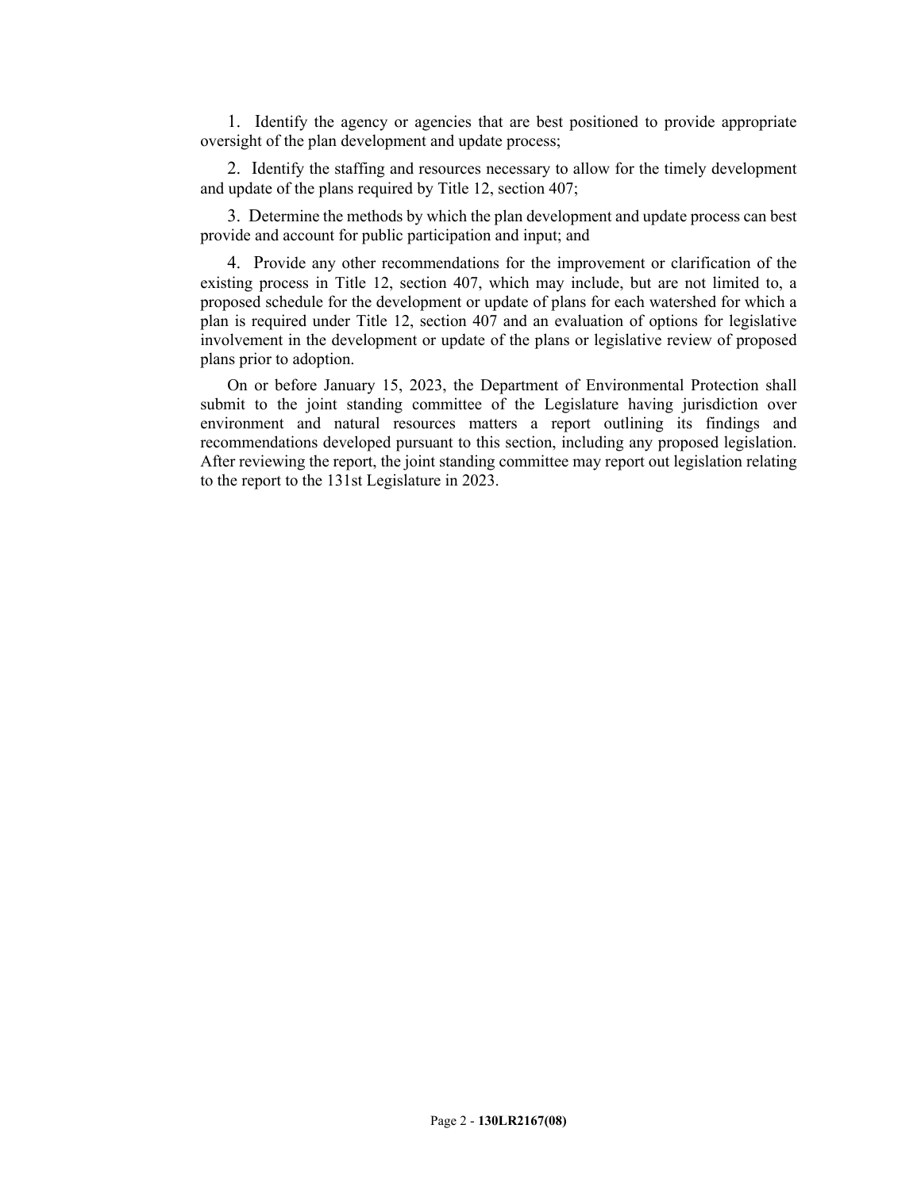1. Identify the agency or agencies that are best positioned to provide appropriate oversight of the plan development and update process;

2. Identify the staffing and resources necessary to allow for the timely development and update of the plans required by Title 12, section 407;

3. Determine the methods by which the plan development and update process can best provide and account for public participation and input; and

4. Provide any other recommendations for the improvement or clarification of the existing process in Title 12, section 407, which may include, but are not limited to, a proposed schedule for the development or update of plans for each watershed for which a plan is required under Title 12, section 407 and an evaluation of options for legislative involvement in the development or update of the plans or legislative review of proposed plans prior to adoption.

On or before January 15, 2023, the Department of Environmental Protection shall submit to the joint standing committee of the Legislature having jurisdiction over environment and natural resources matters a report outlining its findings and recommendations developed pursuant to this section, including any proposed legislation. After reviewing the report, the joint standing committee may report out legislation relating to the report to the 131st Legislature in 2023.